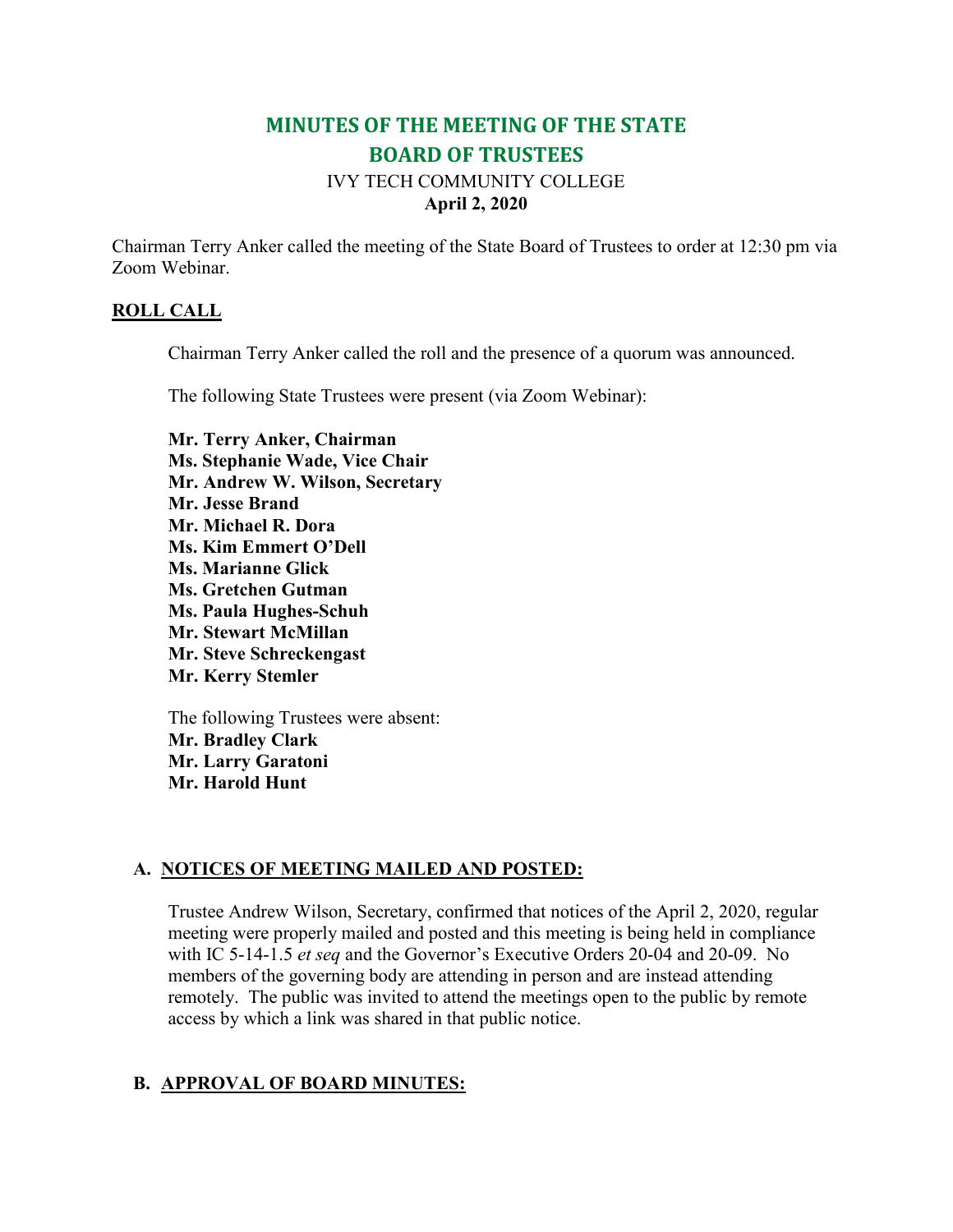# MINUTES OF THE MEETING OF THE STATE BOARD OF TRUSTEES

IVY TECH COMMUNITY COLLEGE

**April 2, 2020**

Chairman Terry Anker called the meeting of the State Board of Trustees to order at 12:30 pm via Zoom Webinar.

## ROLL CALL

Chairman Terry Anker called the roll and the presence of a quorum was announced.

The following State Trustees were present (via Zoom Webinar):

**Mr. Terry Anker, Chairman**
**Ms. Stephanie Wade, Vice Chair**
**Mr. Andrew W. Wilson, Secretary**
**Mr. Jesse Brand**
**Mr. Michael R. Dora**
**Ms. Kim Emmert O'Dell**
**Ms. Marianne Glick**
**Ms. Gretchen Gutman**
**Ms. Paula Hughes-Schuh**
**Mr. Stewart McMillan**
**Mr. Steve Schreckengast**
**Mr. Kerry Stemler**

The following Trustees were absent:
**Mr. Bradley Clark**
**Mr. Larry Garatoni**
**Mr. Harold Hunt**

## A. NOTICES OF MEETING MAILED AND POSTED:

Trustee Andrew Wilson, Secretary, confirmed that notices of the April 2, 2020, regular meeting were properly mailed and posted and this meeting is being held in compliance with IC 5-14-1.5 *et seq* and the Governor's Executive Orders 20-04 and 20-09. No members of the governing body are attending in person and are instead attending remotely. The public was invited to attend the meetings open to the public by remote access by which a link was shared in that public notice.

## B. APPROVAL OF BOARD MINUTES: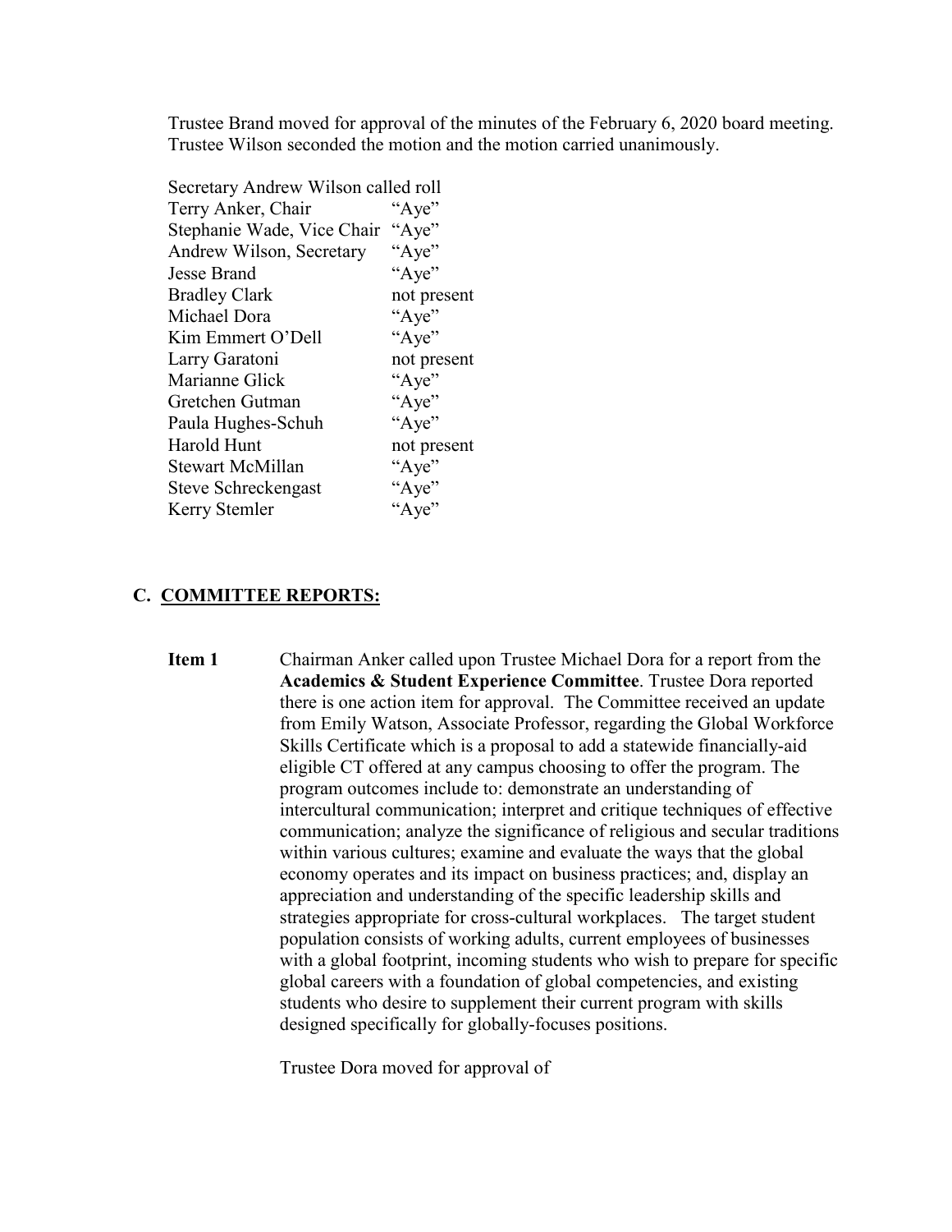Trustee Brand moved for approval of the minutes of the February 6, 2020 board meeting. Trustee Wilson seconded the motion and the motion carried unanimously.

Secretary Andrew Wilson called roll

| | |
|---|---|
| Terry Anker, Chair | "Aye" |
| Stephanie Wade, Vice Chair | "Aye" |
| Andrew Wilson, Secretary | "Aye" |
| Jesse Brand | "Aye" |
| Bradley Clark | not present |
| Michael Dora | "Aye" |
| Kim Emmert O'Dell | "Aye" |
| Larry Garatoni | not present |
| Marianne Glick | "Aye" |
| Gretchen Gutman | "Aye" |
| Paula Hughes-Schuh | "Aye" |
| Harold Hunt | not present |
| Stewart McMillan | "Aye" |
| Steve Schreckengast | "Aye" |
| Kerry Stemler | "Aye" |

## C. COMMITTEE REPORTS:

**Item 1** Chairman Anker called upon Trustee Michael Dora for a report from the **Academics & Student Experience Committee**. Trustee Dora reported there is one action item for approval. The Committee received an update from Emily Watson, Associate Professor, regarding the Global Workforce Skills Certificate which is a proposal to add a statewide financially-aid eligible CT offered at any campus choosing to offer the program. The program outcomes include to: demonstrate an understanding of intercultural communication; interpret and critique techniques of effective communication; analyze the significance of religious and secular traditions within various cultures; examine and evaluate the ways that the global economy operates and its impact on business practices; and, display an appreciation and understanding of the specific leadership skills and strategies appropriate for cross-cultural workplaces. The target student population consists of working adults, current employees of businesses with a global footprint, incoming students who wish to prepare for specific global careers with a foundation of global competencies, and existing students who desire to supplement their current program with skills designed specifically for globally-focuses positions.

Trustee Dora moved for approval of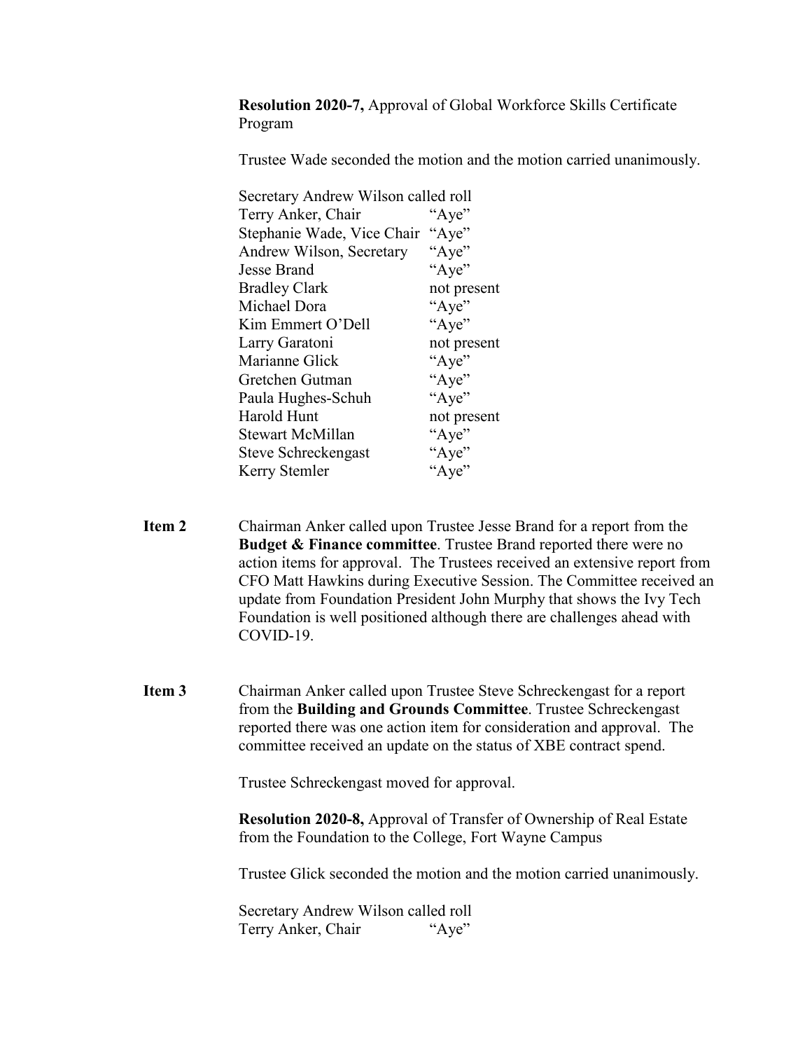**Resolution 2020-7,** Approval of Global Workforce Skills Certificate Program

Trustee Wade seconded the motion and the motion carried unanimously.

Secretary Andrew Wilson called roll

| | |
|---|---|
| Terry Anker, Chair | "Aye" |
| Stephanie Wade, Vice Chair | "Aye" |
| Andrew Wilson, Secretary | "Aye" |
| Jesse Brand | "Aye" |
| Bradley Clark | not present |
| Michael Dora | "Aye" |
| Kim Emmert O'Dell | "Aye" |
| Larry Garatoni | not present |
| Marianne Glick | "Aye" |
| Gretchen Gutman | "Aye" |
| Paula Hughes-Schuh | "Aye" |
| Harold Hunt | not present |
| Stewart McMillan | "Aye" |
| Steve Schreckengast | "Aye" |
| Kerry Stemler | "Aye" |

**Item 2** Chairman Anker called upon Trustee Jesse Brand for a report from the **Budget & Finance committee**. Trustee Brand reported there were no action items for approval. The Trustees received an extensive report from CFO Matt Hawkins during Executive Session. The Committee received an update from Foundation President John Murphy that shows the Ivy Tech Foundation is well positioned although there are challenges ahead with COVID-19.

**Item 3** Chairman Anker called upon Trustee Steve Schreckengast for a report from the **Building and Grounds Committee**. Trustee Schreckengast reported there was one action item for consideration and approval. The committee received an update on the status of XBE contract spend.

Trustee Schreckengast moved for approval.

**Resolution 2020-8,** Approval of Transfer of Ownership of Real Estate from the Foundation to the College, Fort Wayne Campus

Trustee Glick seconded the motion and the motion carried unanimously.

Secretary Andrew Wilson called roll

| | |
|---|---|
| Terry Anker, Chair | "Aye" |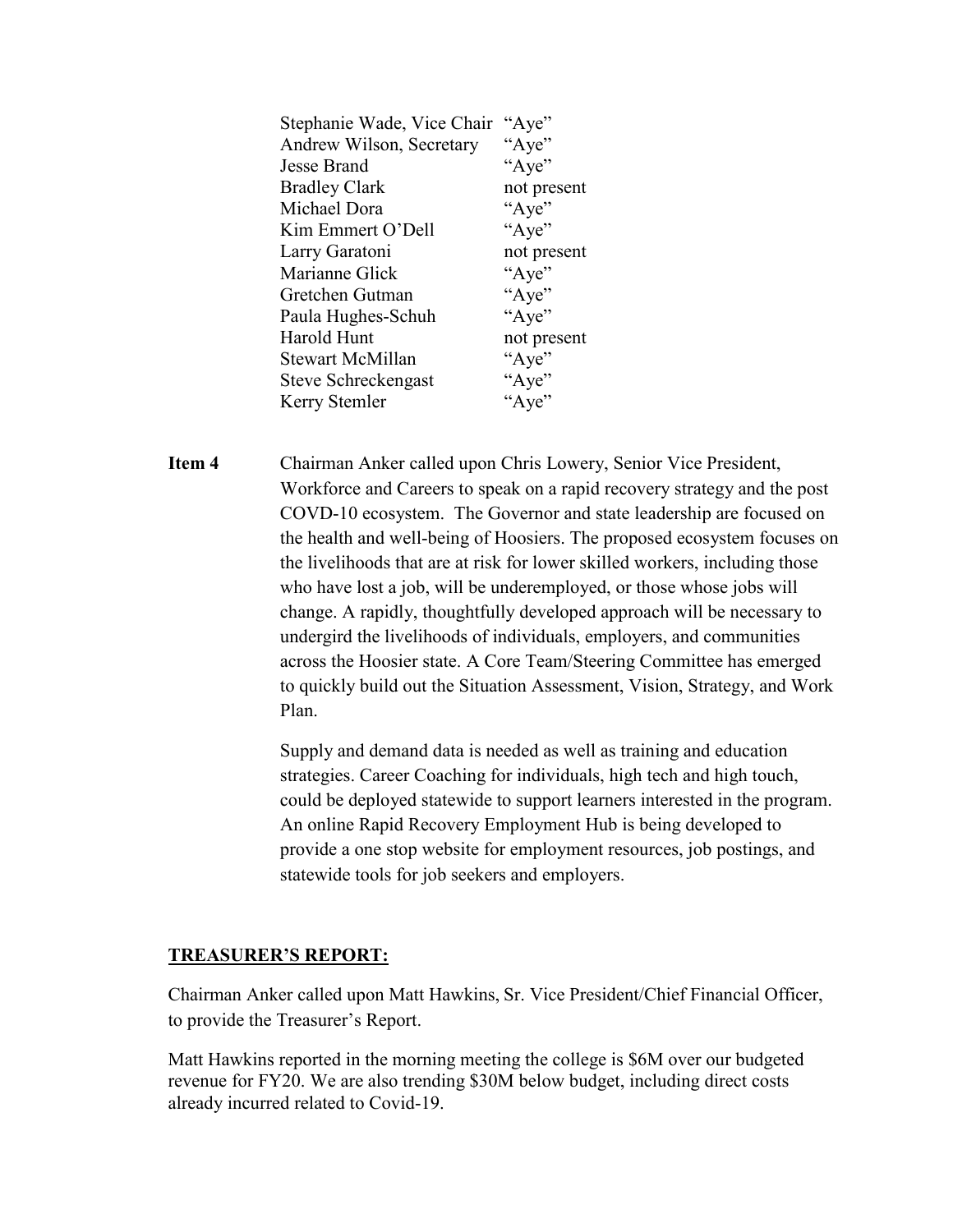| | |
|---|---|
| Stephanie Wade, Vice Chair | "Aye" |
| Andrew Wilson, Secretary | "Aye" |
| Jesse Brand | "Aye" |
| Bradley Clark | not present |
| Michael Dora | "Aye" |
| Kim Emmert O'Dell | "Aye" |
| Larry Garatoni | not present |
| Marianne Glick | "Aye" |
| Gretchen Gutman | "Aye" |
| Paula Hughes-Schuh | "Aye" |
| Harold Hunt | not present |
| Stewart McMillan | "Aye" |
| Steve Schreckengast | "Aye" |
| Kerry Stemler | "Aye" |

**Item 4** Chairman Anker called upon Chris Lowery, Senior Vice President, Workforce and Careers to speak on a rapid recovery strategy and the post COVD-10 ecosystem. The Governor and state leadership are focused on the health and well-being of Hoosiers. The proposed ecosystem focuses on the livelihoods that are at risk for lower skilled workers, including those who have lost a job, will be underemployed, or those whose jobs will change. A rapidly, thoughtfully developed approach will be necessary to undergird the livelihoods of individuals, employers, and communities across the Hoosier state. A Core Team/Steering Committee has emerged to quickly build out the Situation Assessment, Vision, Strategy, and Work Plan.

Supply and demand data is needed as well as training and education strategies. Career Coaching for individuals, high tech and high touch, could be deployed statewide to support learners interested in the program. An online Rapid Recovery Employment Hub is being developed to provide a one stop website for employment resources, job postings, and statewide tools for job seekers and employers.

## TREASURER'S REPORT:

Chairman Anker called upon Matt Hawkins, Sr. Vice President/Chief Financial Officer, to provide the Treasurer's Report.

Matt Hawkins reported in the morning meeting the college is $6M over our budgeted revenue for FY20. We are also trending $30M below budget, including direct costs already incurred related to Covid-19.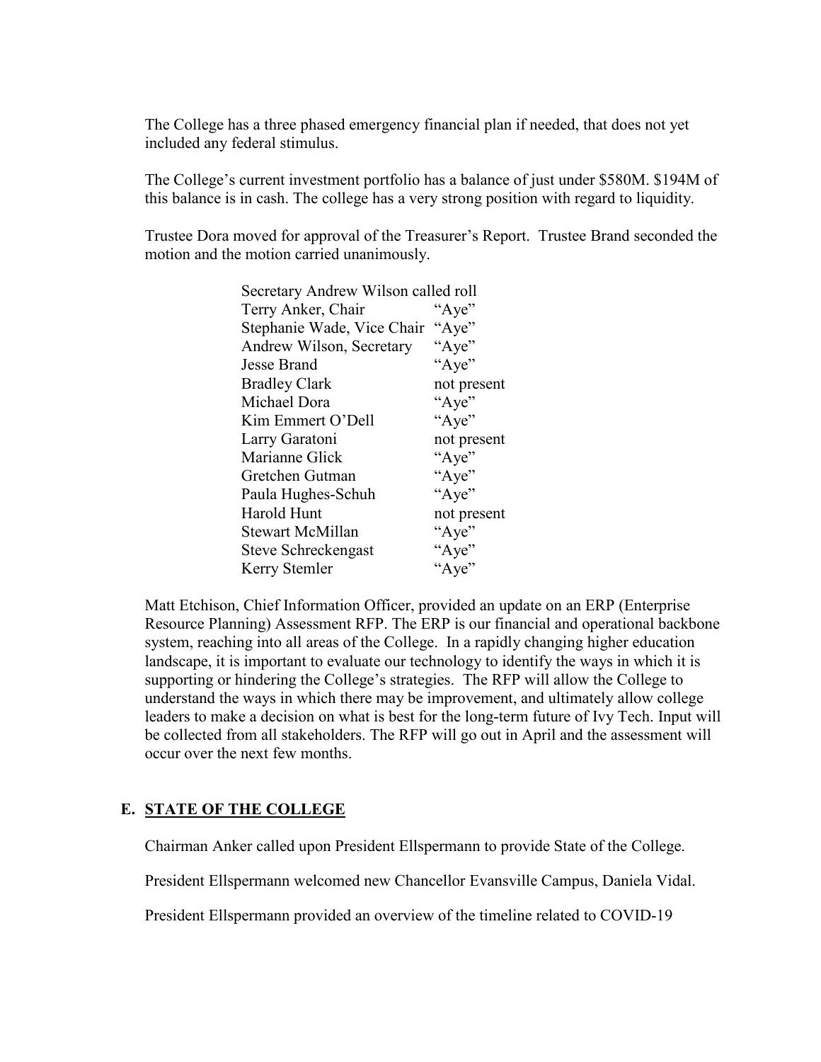The College has a three phased emergency financial plan if needed, that does not yet included any federal stimulus.

The College's current investment portfolio has a balance of just under $580M. $194M of this balance is in cash. The college has a very strong position with regard to liquidity.

Trustee Dora moved for approval of the Treasurer's Report. Trustee Brand seconded the motion and the motion carried unanimously.

Secretary Andrew Wilson called roll

| | |
|---|---|
| Terry Anker, Chair | "Aye" |
| Stephanie Wade, Vice Chair | "Aye" |
| Andrew Wilson, Secretary | "Aye" |
| Jesse Brand | "Aye" |
| Bradley Clark | not present |
| Michael Dora | "Aye" |
| Kim Emmert O'Dell | "Aye" |
| Larry Garatoni | not present |
| Marianne Glick | "Aye" |
| Gretchen Gutman | "Aye" |
| Paula Hughes-Schuh | "Aye" |
| Harold Hunt | not present |
| Stewart McMillan | "Aye" |
| Steve Schreckengast | "Aye" |
| Kerry Stemler | "Aye" |

Matt Etchison, Chief Information Officer, provided an update on an ERP (Enterprise Resource Planning) Assessment RFP. The ERP is our financial and operational backbone system, reaching into all areas of the College. In a rapidly changing higher education landscape, it is important to evaluate our technology to identify the ways in which it is supporting or hindering the College's strategies. The RFP will allow the College to understand the ways in which there may be improvement, and ultimately allow college leaders to make a decision on what is best for the long-term future of Ivy Tech. Input will be collected from all stakeholders. The RFP will go out in April and the assessment will occur over the next few months.

## E. STATE OF THE COLLEGE

Chairman Anker called upon President Ellspermann to provide State of the College.

President Ellspermann welcomed new Chancellor Evansville Campus, Daniela Vidal.

President Ellspermann provided an overview of the timeline related to COVID-19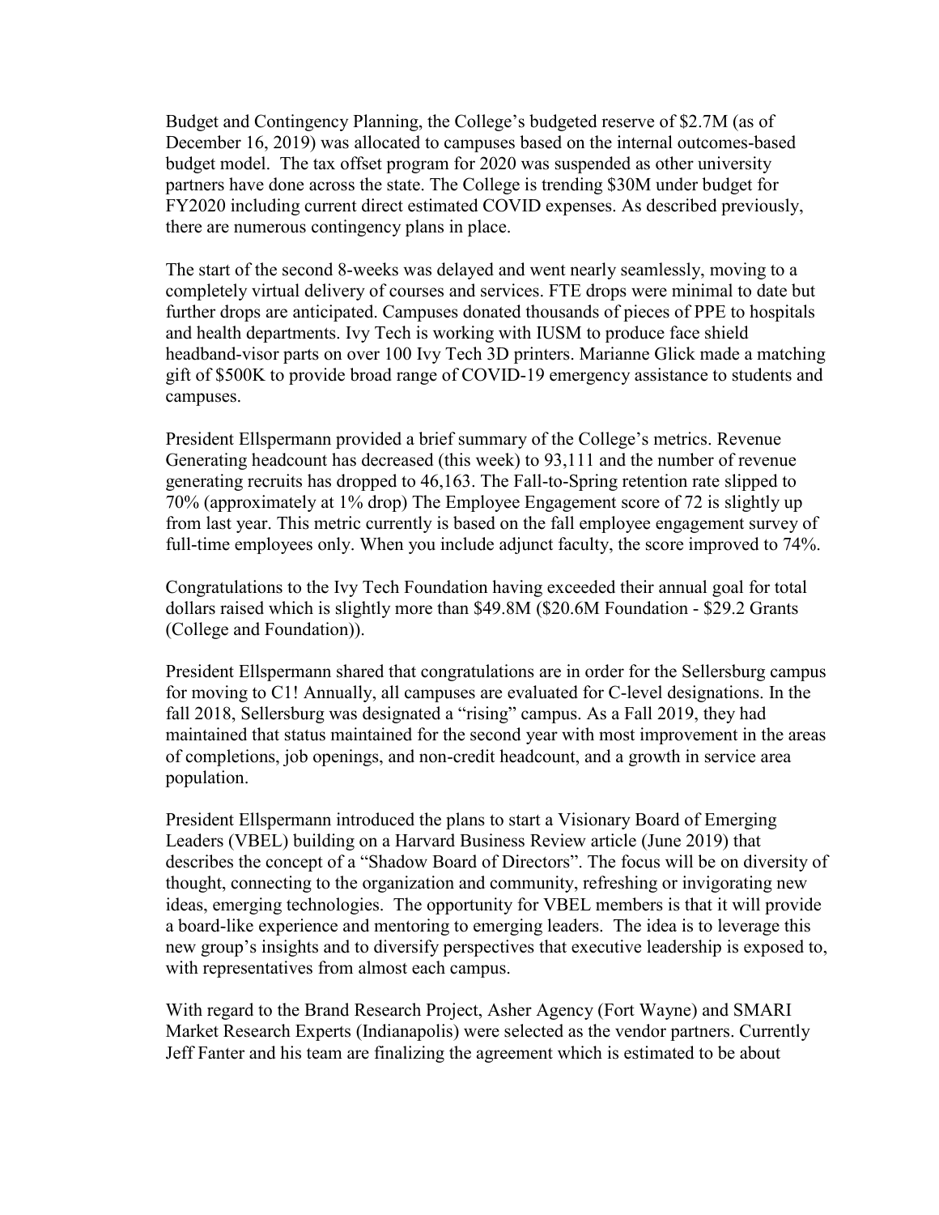Budget and Contingency Planning, the College's budgeted reserve of $2.7M (as of December 16, 2019) was allocated to campuses based on the internal outcomes-based budget model. The tax offset program for 2020 was suspended as other university partners have done across the state. The College is trending $30M under budget for FY2020 including current direct estimated COVID expenses. As described previously, there are numerous contingency plans in place.

The start of the second 8-weeks was delayed and went nearly seamlessly, moving to a completely virtual delivery of courses and services. FTE drops were minimal to date but further drops are anticipated. Campuses donated thousands of pieces of PPE to hospitals and health departments. Ivy Tech is working with IUSM to produce face shield headband-visor parts on over 100 Ivy Tech 3D printers. Marianne Glick made a matching gift of $500K to provide broad range of COVID-19 emergency assistance to students and campuses.

President Ellspermann provided a brief summary of the College's metrics. Revenue Generating headcount has decreased (this week) to 93,111 and the number of revenue generating recruits has dropped to 46,163. The Fall-to-Spring retention rate slipped to 70% (approximately at 1% drop) The Employee Engagement score of 72 is slightly up from last year. This metric currently is based on the fall employee engagement survey of full-time employees only. When you include adjunct faculty, the score improved to 74%.

Congratulations to the Ivy Tech Foundation having exceeded their annual goal for total dollars raised which is slightly more than $49.8M ($20.6M Foundation - $29.2 Grants (College and Foundation)).

President Ellspermann shared that congratulations are in order for the Sellersburg campus for moving to C1! Annually, all campuses are evaluated for C-level designations. In the fall 2018, Sellersburg was designated a "rising" campus. As a Fall 2019, they had maintained that status maintained for the second year with most improvement in the areas of completions, job openings, and non-credit headcount, and a growth in service area population.

President Ellspermann introduced the plans to start a Visionary Board of Emerging Leaders (VBEL) building on a Harvard Business Review article (June 2019) that describes the concept of a "Shadow Board of Directors". The focus will be on diversity of thought, connecting to the organization and community, refreshing or invigorating new ideas, emerging technologies. The opportunity for VBEL members is that it will provide a board-like experience and mentoring to emerging leaders. The idea is to leverage this new group's insights and to diversify perspectives that executive leadership is exposed to, with representatives from almost each campus.

With regard to the Brand Research Project, Asher Agency (Fort Wayne) and SMARI Market Research Experts (Indianapolis) were selected as the vendor partners. Currently Jeff Fanter and his team are finalizing the agreement which is estimated to be about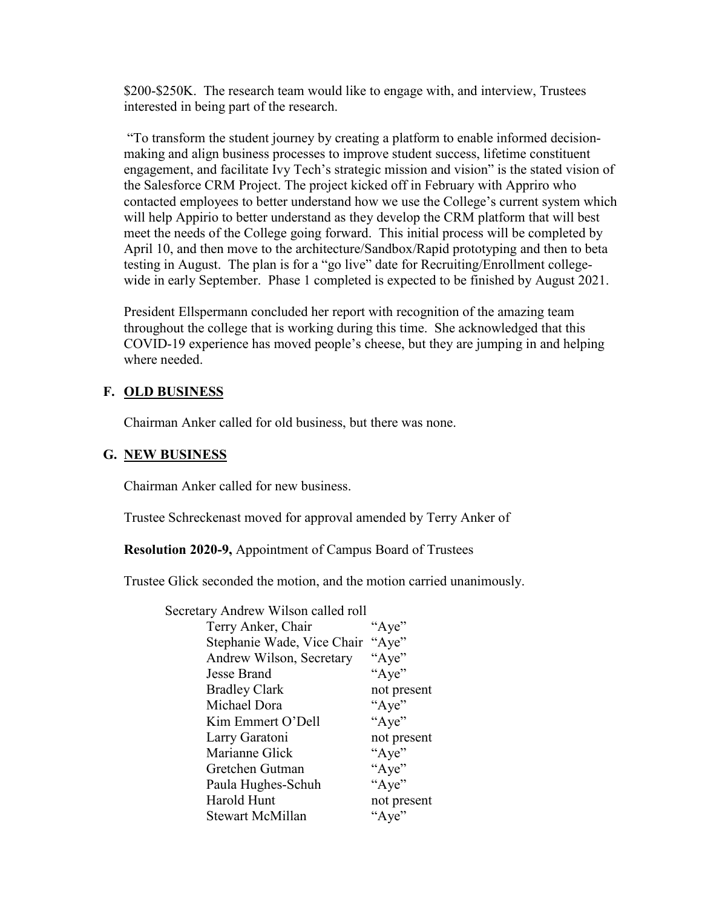$200-$250K. The research team would like to engage with, and interview, Trustees interested in being part of the research.

"To transform the student journey by creating a platform to enable informed decision-making and align business processes to improve student success, lifetime constituent engagement, and facilitate Ivy Tech's strategic mission and vision" is the stated vision of the Salesforce CRM Project. The project kicked off in February with Appriro who contacted employees to better understand how we use the College's current system which will help Appirio to better understand as they develop the CRM platform that will best meet the needs of the College going forward. This initial process will be completed by April 10, and then move to the architecture/Sandbox/Rapid prototyping and then to beta testing in August. The plan is for a "go live" date for Recruiting/Enrollment college-wide in early September. Phase 1 completed is expected to be finished by August 2021.

President Ellspermann concluded her report with recognition of the amazing team throughout the college that is working during this time. She acknowledged that this COVID-19 experience has moved people's cheese, but they are jumping in and helping where needed.

## F. OLD BUSINESS

Chairman Anker called for old business, but there was none.

## G. NEW BUSINESS

Chairman Anker called for new business.

Trustee Schreckenast moved for approval amended by Terry Anker of

**Resolution 2020-9,** Appointment of Campus Board of Trustees

Trustee Glick seconded the motion, and the motion carried unanimously.

Secretary Andrew Wilson called roll

| | |
|---|---|
| Terry Anker, Chair | "Aye" |
| Stephanie Wade, Vice Chair | "Aye" |
| Andrew Wilson, Secretary | "Aye" |
| Jesse Brand | "Aye" |
| Bradley Clark | not present |
| Michael Dora | "Aye" |
| Kim Emmert O'Dell | "Aye" |
| Larry Garatoni | not present |
| Marianne Glick | "Aye" |
| Gretchen Gutman | "Aye" |
| Paula Hughes-Schuh | "Aye" |
| Harold Hunt | not present |
| Stewart McMillan | "Aye" |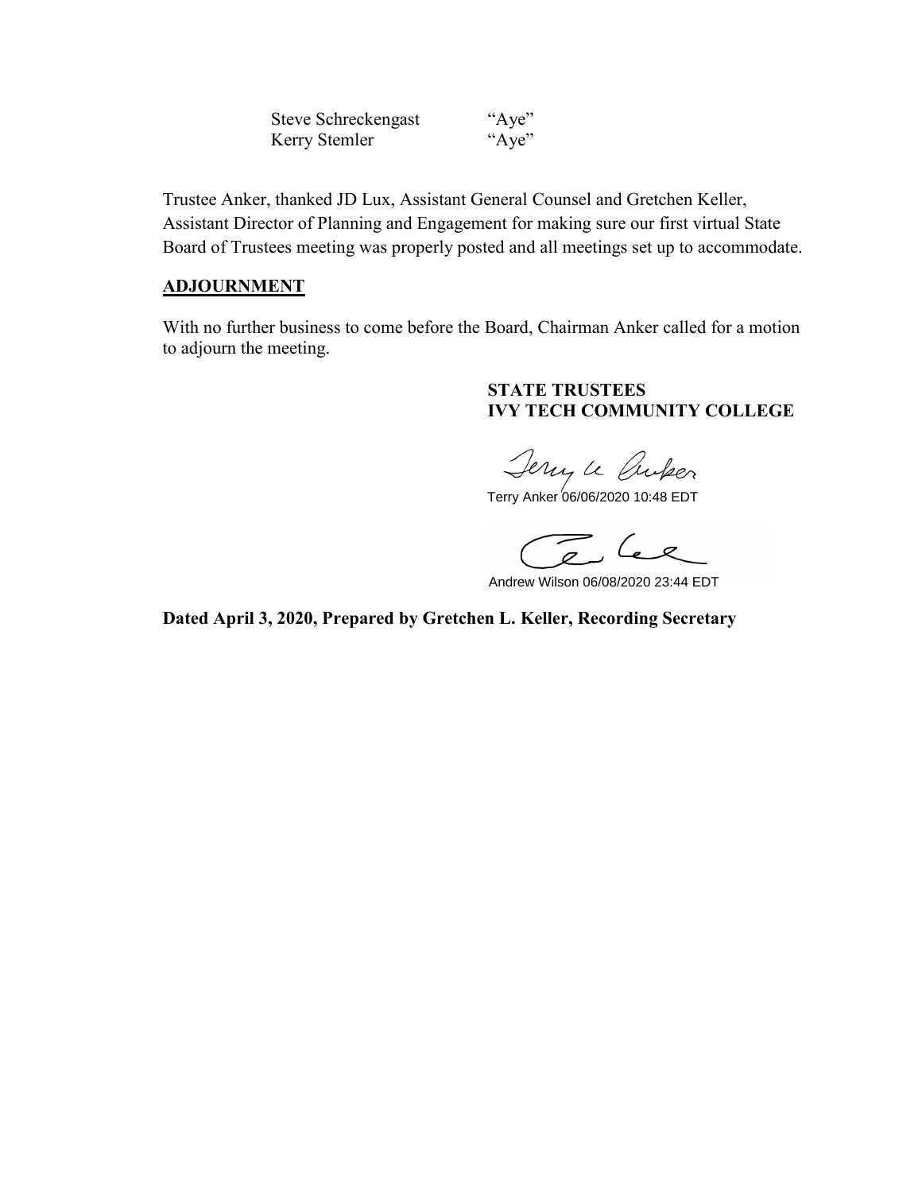| | |
|---|---|
| Steve Schreckengast | "Aye" |
| Kerry Stemler | "Aye" |

Trustee Anker, thanked JD Lux, Assistant General Counsel and Gretchen Keller, Assistant Director of Planning and Engagement for making sure our first virtual State Board of Trustees meeting was properly posted and all meetings set up to accommodate.

**ADJOURNMENT**

With no further business to come before the Board, Chairman Anker called for a motion to adjourn the meeting.

**STATE TRUSTEES**
**IVY TECH COMMUNITY COLLEGE**

Terry Anker 06/06/2020 10:48 EDT

Andrew Wilson 06/08/2020 23:44 EDT

**Dated April 3, 2020, Prepared by Gretchen L. Keller, Recording Secretary**